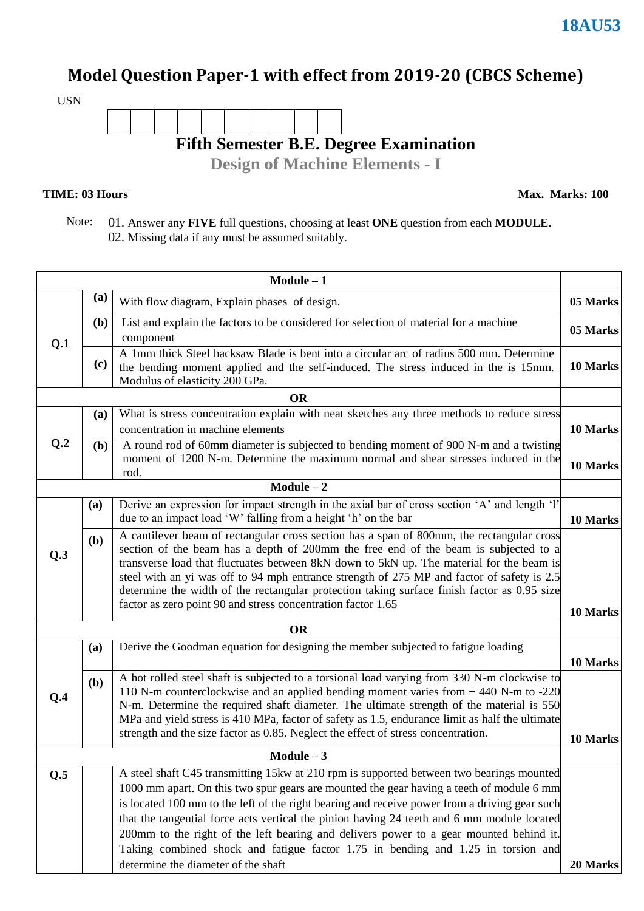**18AU53**

# Model Question Paper-1 with effect from 2019-20 (CBCS Scheme)

USN

| | | | | | | | | | |
|---|---|---|---|---|---|---|---|---|---|
| | | | | | | | | | |

## Fifth Semester B.E. Degree Examination

### Design of Machine Elements - I

**TIME: 03 Hours** **Max. Marks: 100**

Note: 01. Answer any **FIVE** full questions, choosing at least **ONE** question from each **MODULE**.
02. Missing data if any must be assumed suitably.

| | | **Module – 1** | |
|---|---|---|---|
| **Q.1** | **(a)** | With flow diagram, Explain phases of design. | **05 Marks** |
| | **(b)** | List and explain the factors to be considered for selection of material for a machine component | **05 Marks** |
| | **(c)** | A 1mm thick Steel hacksaw Blade is bent into a circular arc of radius 500 mm. Determine the bending moment applied and the self-induced. The stress induced in the is 15mm. Modulus of elasticity 200 GPa. | **10 Marks** |
| | | **OR** | |
| **Q.2** | **(a)** | What is stress concentration explain with neat sketches any three methods to reduce stress concentration in machine elements | **10 Marks** |
| | **(b)** | A round rod of 60mm diameter is subjected to bending moment of 900 N-m and a twisting moment of 1200 N-m. Determine the maximum normal and shear stresses induced in the rod. | **10 Marks** |
| | | **Module – 2** | |
| **Q.3** | **(a)** | Derive an expression for impact strength in the axial bar of cross section 'A' and length 'l' due to an impact load 'W' falling from a height 'h' on the bar | **10 Marks** |
| | **(b)** | A cantilever beam of rectangular cross section has a span of 800mm, the rectangular cross section of the beam has a depth of 200mm the free end of the beam is subjected to a transverse load that fluctuates between 8kN down to 5kN up. The material for the beam is steel with an yi was off to 94 mph entrance strength of 275 MP and factor of safety is 2.5 determine the width of the rectangular protection taking surface finish factor as 0.95 size factor as zero point 90 and stress concentration factor 1.65 | **10 Marks** |
| | | **OR** | |
| **Q.4** | **(a)** | Derive the Goodman equation for designing the member subjected to fatigue loading | **10 Marks** |
| | **(b)** | A hot rolled steel shaft is subjected to a torsional load varying from 330 N-m clockwise to 110 N-m counterclockwise and an applied bending moment varies from + 440 N-m to -220 N-m. Determine the required shaft diameter. The ultimate strength of the material is 550 MPa and yield stress is 410 MPa, factor of safety as 1.5, endurance limit as half the ultimate strength and the size factor as 0.85. Neglect the effect of stress concentration. | **10 Marks** |
| | | **Module – 3** | |
| **Q.5** | | A steel shaft C45 transmitting 15kw at 210 rpm is supported between two bearings mounted 1000 mm apart. On this two spur gears are mounted the gear having a teeth of module 6 mm is located 100 mm to the left of the right bearing and receive power from a driving gear such that the tangential force acts vertical the pinion having 24 teeth and 6 mm module located 200mm to the right of the left bearing and delivers power to a gear mounted behind it. Taking combined shock and fatigue factor 1.75 in bending and 1.25 in torsion and determine the diameter of the shaft | **20 Marks** |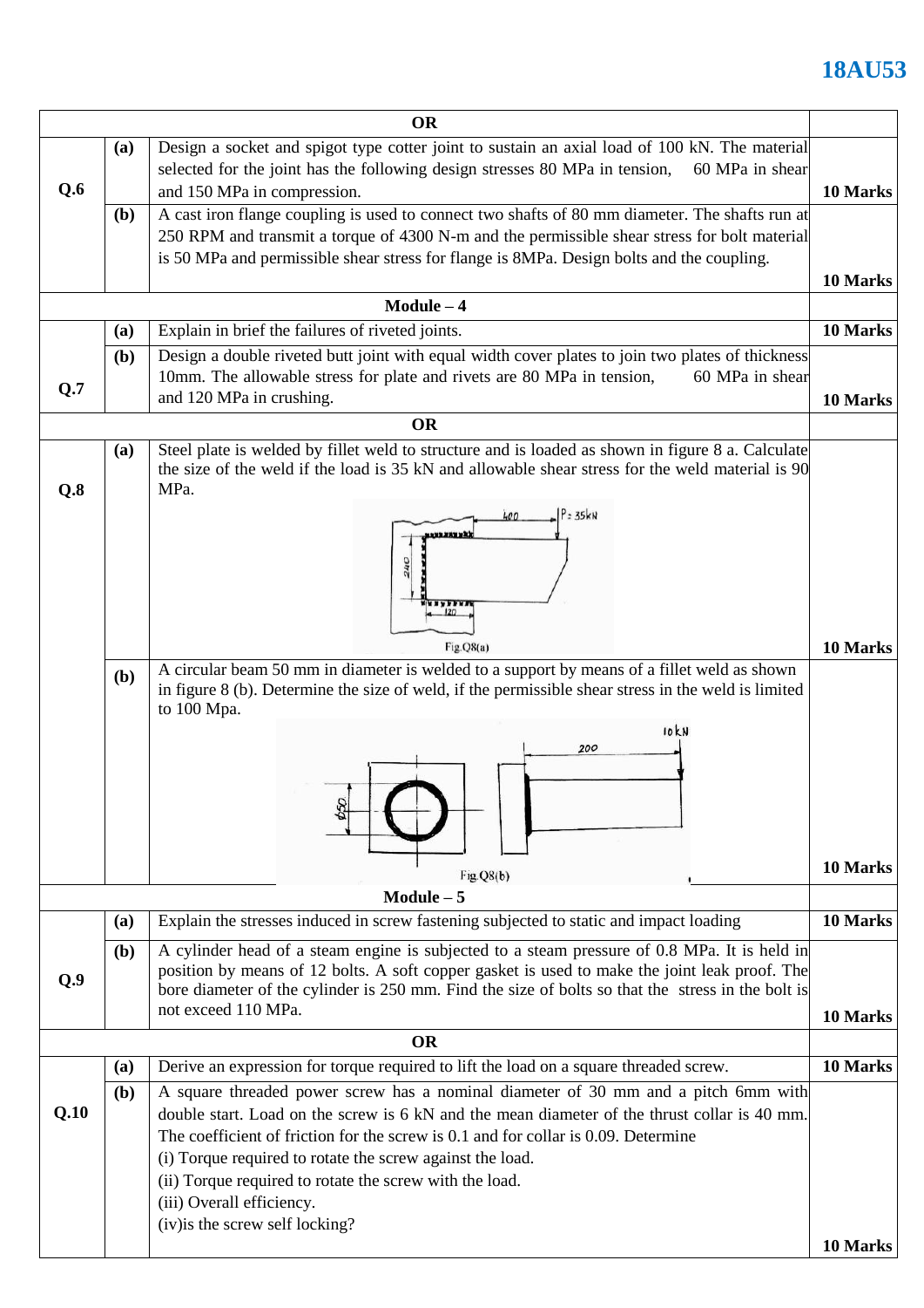| | | | |
|---|---|---|---|
| **OR** | | | |
| **Q.6** | **(a)** | Design a socket and spigot type cotter joint to sustain an axial load of 100 kN. The material selected for the joint has the following design stresses 80 MPa in tension, 60 MPa in shear and 150 MPa in compression. | **10 Marks** |
| | **(b)** | A cast iron flange coupling is used to connect two shafts of 80 mm diameter. The shafts run at 250 RPM and transmit a torque of 4300 N-m and the permissible shear stress for bolt material is 50 MPa and permissible shear stress for flange is 8MPa. Design bolts and the coupling. | **10 Marks** |
| **Module – 4** | | | |
| **Q.7** | **(a)** | Explain in brief the failures of riveted joints. | **10 Marks** |
| | **(b)** | Design a double riveted butt joint with equal width cover plates to join two plates of thickness 10mm. The allowable stress for plate and rivets are 80 MPa in tension, 60 MPa in shear and 120 MPa in crushing. | **10 Marks** |
| **OR** | | | |
| **Q.8** | **(a)** | Steel plate is welded by fillet weld to structure and is loaded as shown in figure 8 a. Calculate the size of the weld if the load is 35 kN and allowable shear stress for the weld material is 90 MPa.<br>[Figure: 400; P = 35kN; 240; 120]<br>Fig.Q8(a) | **10 Marks** |
| | **(b)** | A circular beam 50 mm in diameter is welded to a support by means of a fillet weld as shown in figure 8 (b). Determine the size of weld, if the permissible shear stress in the weld is limited to 100 Mpa.<br>[Figure: 10kN; 200; ϕ50]<br>Fig.Q8(b) | **10 Marks** |
| **Module – 5** | | | |
| **Q.9** | **(a)** | Explain the stresses induced in screw fastening subjected to static and impact loading | **10 Marks** |
| | **(b)** | A cylinder head of a steam engine is subjected to a steam pressure of 0.8 MPa. It is held in position by means of 12 bolts. A soft copper gasket is used to make the joint leak proof. The bore diameter of the cylinder is 250 mm. Find the size of bolts so that the stress in the bolt is not exceed 110 MPa. | **10 Marks** |
| **OR** | | | |
| **Q.10** | **(a)** | Derive an expression for torque required to lift the load on a square threaded screw. | **10 Marks** |
| | **(b)** | A square threaded power screw has a nominal diameter of 30 mm and a pitch 6mm with double start. Load on the screw is 6 kN and the mean diameter of the thrust collar is 40 mm. The coefficient of friction for the screw is 0.1 and for collar is 0.09. Determine<br>(i) Torque required to rotate the screw against the load.<br>(ii) Torque required to rotate the screw with the load.<br>(iii) Overall efficiency.<br>(iv)is the screw self locking? | **10 Marks** |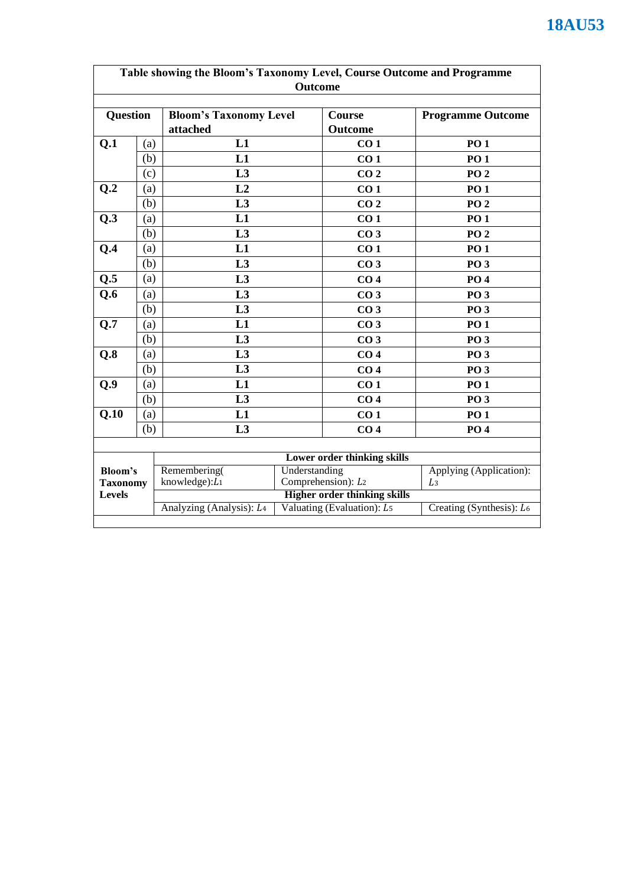**18AU53**

| Table showing the Bloom's Taxonomy Level, Course Outcome and Programme Outcome | | | | |
|---|---|---|---|---|
| **Question** | | **Bloom's Taxonomy Level attached** | **Course Outcome** | **Programme Outcome** |
| **Q.1** | (a) | **L1** | **CO 1** | **PO 1** |
| | (b) | **L1** | **CO 1** | **PO 1** |
| | (c) | **L3** | **CO 2** | **PO 2** |
| **Q.2** | (a) | **L2** | **CO 1** | **PO 1** |
| | (b) | **L3** | **CO 2** | **PO 2** |
| **Q.3** | (a) | **L1** | **CO 1** | **PO 1** |
| | (b) | **L3** | **CO 3** | **PO 2** |
| **Q.4** | (a) | **L1** | **CO 1** | **PO 1** |
| | (b) | **L3** | **CO 3** | **PO 3** |
| **Q.5** | (a) | **L3** | **CO 4** | **PO 4** |
| **Q.6** | (a) | **L3** | **CO 3** | **PO 3** |
| | (b) | **L3** | **CO 3** | **PO 3** |
| **Q.7** | (a) | **L1** | **CO 3** | **PO 1** |
| | (b) | **L3** | **CO 3** | **PO 3** |
| **Q.8** | (a) | **L3** | **CO 4** | **PO 3** |
| | (b) | **L3** | **CO 4** | **PO 3** |
| **Q.9** | (a) | **L1** | **CO 1** | **PO 1** |
| | (b) | **L3** | **CO 4** | **PO 3** |
| **Q.10** | (a) | **L1** | **CO 1** | **PO 1** |
| | (b) | **L3** | **CO 4** | **PO 4** |

| **Bloom's Taxonomy Levels** | **Lower order thinking skills** | | |
|---|---|---|---|
| | Remembering( knowledge): $L_1$ | Understanding Comprehension): $L_2$ | Applying (Application): $L_3$ |
| | **Higher order thinking skills** | | |
| | Analyzing (Analysis): $L_4$ | Valuating (Evaluation): $L_5$ | Creating (Synthesis): $L_6$ |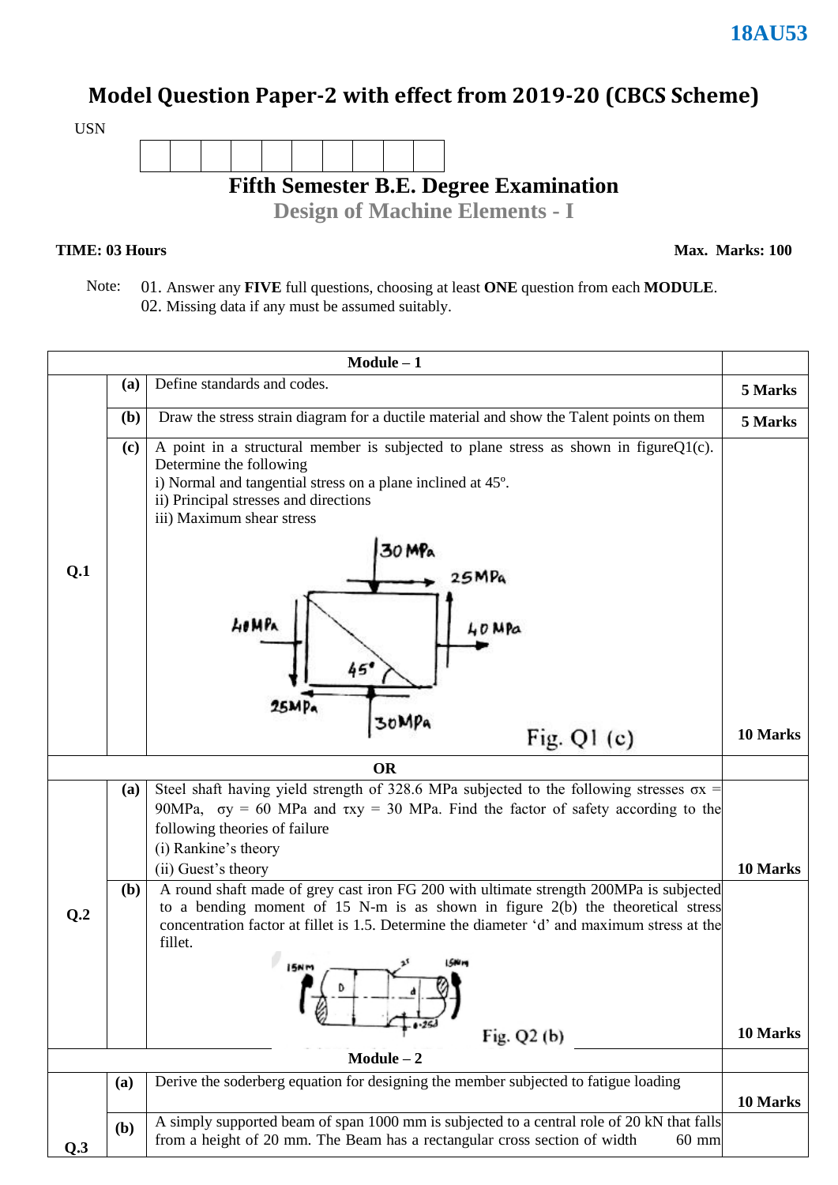# Model Question Paper-2 with effect from 2019-20 (CBCS Scheme)

**18AU53**

USN

## Fifth Semester B.E. Degree Examination

### Design of Machine Elements - I

**TIME: 03 Hours** **Max. Marks: 100**

Note: 01. Answer any **FIVE** full questions, choosing at least **ONE** question from each **MODULE**.
02. Missing data if any must be assumed suitably.

| | | **Module – 1** | |
|---|---|---|---|
| **Q.1** | **(a)** | Define standards and codes. | **5 Marks** |
| | **(b)** | Draw the stress strain diagram for a ductile material and show the Talent points on them | **5 Marks** |
| | **(c)** | A point in a structural member is subjected to plane stress as shown in figureQ1(c). Determine the following<br>i) Normal and tangential stress on a plane inclined at 45º.<br>ii) Principal stresses and directions<br>iii) Maximum shear stress<br>Fig. Q1 (c) | **10 Marks** |
| | | **OR** | |
| **Q.2** | **(a)** | Steel shaft having yield strength of 328.6 MPa subjected to the following stresses $\sigma x$ = 90MPa, $\sigma y$ = 60 MPa and $\tau xy$ = 30 MPa. Find the factor of safety according to the following theories of failure<br>(i) Rankine's theory<br>(ii) Guest's theory | **10 Marks** |
| | **(b)** | A round shaft made of grey cast iron FG 200 with ultimate strength 200MPa is subjected to a bending moment of 15 N-m is as shown in figure 2(b) the theoretical stress concentration factor at fillet is 1.5. Determine the diameter 'd' and maximum stress at the fillet.<br>Fig. Q2 (b) | **10 Marks** |
| | | **Module – 2** | |
| **Q.3** | **(a)** | Derive the soderberg equation for designing the member subjected to fatigue loading | **10 Marks** |
| | **(b)** | A simply supported beam of span 1000 mm is subjected to a central role of 20 kN that falls from a height of 20 mm. The Beam has a rectangular cross section of width 60 mm | |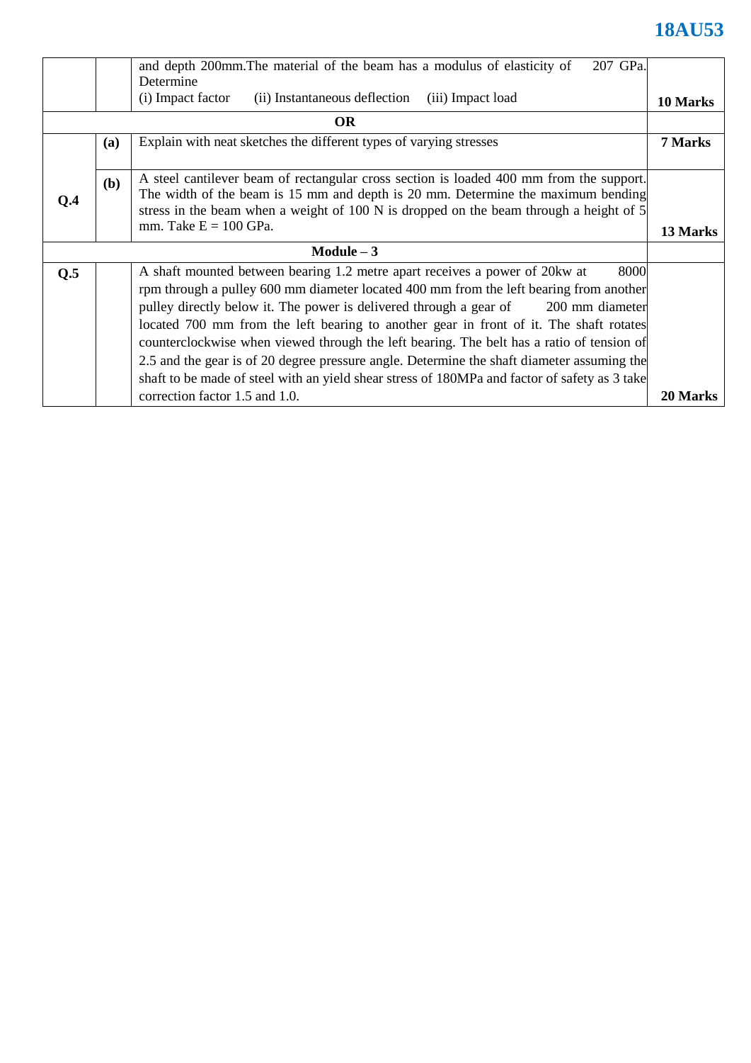| | | | |
|---|---|---|---|
| | | and depth 200mm.The material of the beam has a modulus of elasticity of 207 GPa. Determine<br>(i) Impact factor (ii) Instantaneous deflection (iii) Impact load | **10 Marks** |
| **OR** | | | |
| **Q.4** | **(a)** | Explain with neat sketches the different types of varying stresses | **7 Marks** |
| | **(b)** | A steel cantilever beam of rectangular cross section is loaded 400 mm from the support. The width of the beam is 15 mm and depth is 20 mm. Determine the maximum bending stress in the beam when a weight of 100 N is dropped on the beam through a height of 5 mm. Take E = 100 GPa. | **13 Marks** |
| **Module – 3** | | | |
| **Q.5** | | A shaft mounted between bearing 1.2 metre apart receives a power of 20kw at 8000 rpm through a pulley 600 mm diameter located 400 mm from the left bearing from another pulley directly below it. The power is delivered through a gear of 200 mm diameter located 700 mm from the left bearing to another gear in front of it. The shaft rotates counterclockwise when viewed through the left bearing. The belt has a ratio of tension of 2.5 and the gear is of 20 degree pressure angle. Determine the shaft diameter assuming the shaft to be made of steel with an yield shear stress of 180MPa and factor of safety as 3 take correction factor 1.5 and 1.0. | **20 Marks** |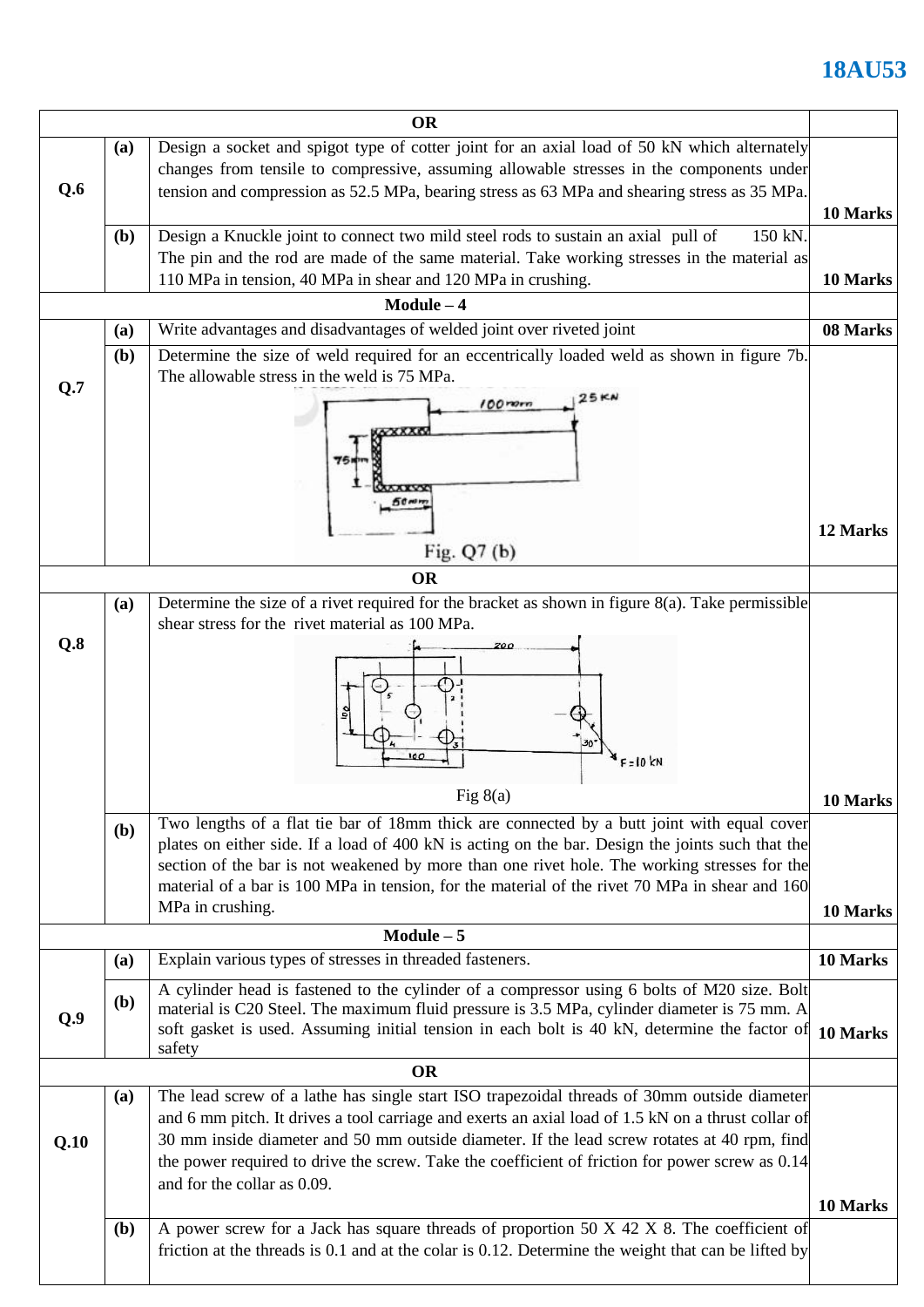18AU53

| | | OR | |
|---|---|---|---|
| **Q.6** | **(a)** | Design a socket and spigot type of cotter joint for an axial load of 50 kN which alternately changes from tensile to compressive, assuming allowable stresses in the components under tension and compression as 52.5 MPa, bearing stress as 63 MPa and shearing stress as 35 MPa. | **10 Marks** |
| | **(b)** | Design a Knuckle joint to connect two mild steel rods to sustain an axial pull of 150 kN. The pin and the rod are made of the same material. Take working stresses in the material as 110 MPa in tension, 40 MPa in shear and 120 MPa in crushing. | **10 Marks** |
| | | **Module – 4** | |
| **Q.7** | **(a)** | Write advantages and disadvantages of welded joint over riveted joint | **08 Marks** |
| | **(b)** | Determine the size of weld required for an eccentrically loaded weld as shown in figure 7b. The allowable stress in the weld is 75 MPa. Fig. Q7 (b) | **12 Marks** |
| | | **OR** | |
| **Q.8** | **(a)** | Determine the size of a rivet required for the bracket as shown in figure 8(a). Take permissible shear stress for the rivet material as 100 MPa. Fig 8(a) | **10 Marks** |
| | **(b)** | Two lengths of a flat tie bar of 18mm thick are connected by a butt joint with equal cover plates on either side. If a load of 400 kN is acting on the bar. Design the joints such that the section of the bar is not weakened by more than one rivet hole. The working stresses for the material of a bar is 100 MPa in tension, for the material of the rivet 70 MPa in shear and 160 MPa in crushing. | **10 Marks** |
| | | **Module – 5** | |
| **Q.9** | **(a)** | Explain various types of stresses in threaded fasteners. | **10 Marks** |
| | **(b)** | A cylinder head is fastened to the cylinder of a compressor using 6 bolts of M20 size. Bolt material is C20 Steel. The maximum fluid pressure is 3.5 MPa, cylinder diameter is 75 mm. A soft gasket is used. Assuming initial tension in each bolt is 40 kN, determine the factor of safety | **10 Marks** |
| | | **OR** | |
| **Q.10** | **(a)** | The lead screw of a lathe has single start ISO trapezoidal threads of 30mm outside diameter and 6 mm pitch. It drives a tool carriage and exerts an axial load of 1.5 kN on a thrust collar of 30 mm inside diameter and 50 mm outside diameter. If the lead screw rotates at 40 rpm, find the power required to drive the screw. Take the coefficient of friction for power screw as 0.14 and for the collar as 0.09. | **10 Marks** |
| | **(b)** | A power screw for a Jack has square threads of proportion 50 X 42 X 8. The coefficient of friction at the threads is 0.1 and at the colar is 0.12. Determine the weight that can be lifted by | |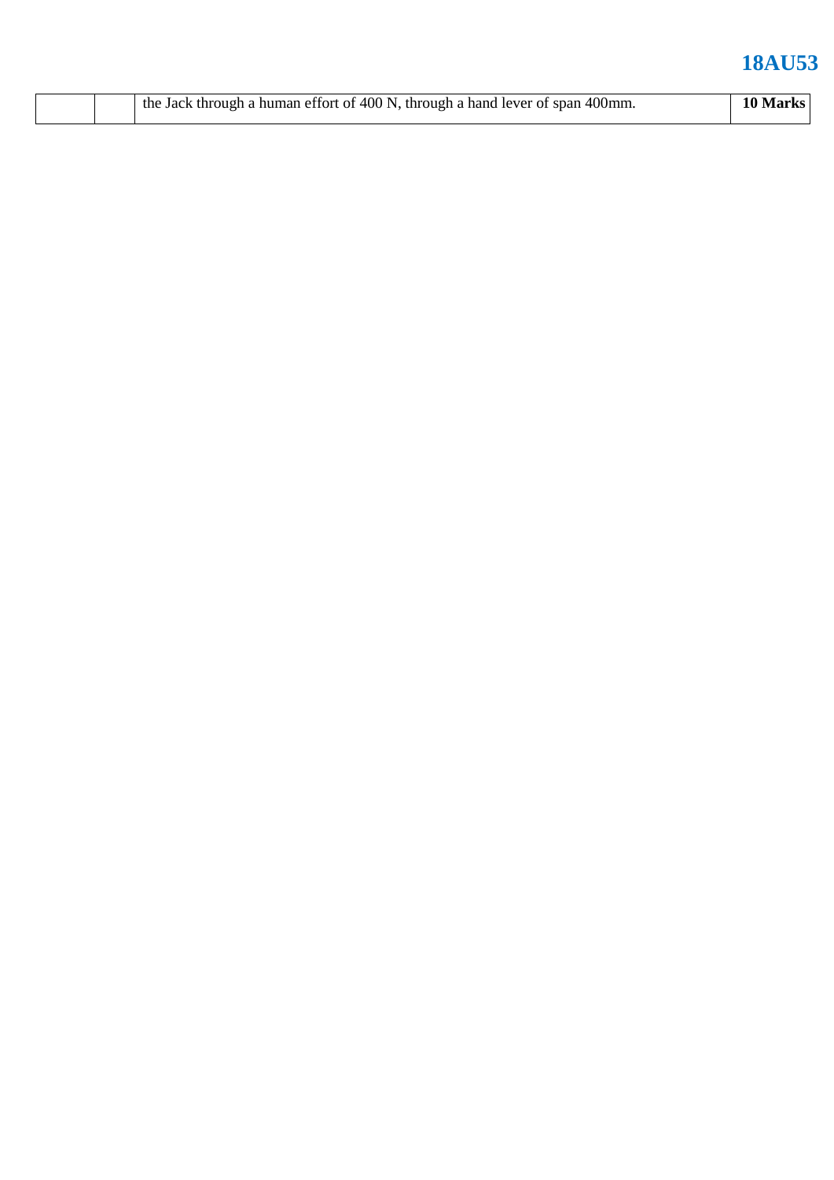|   |   |   |   |
|---|---|---|---|
|   |   | the Jack through a human effort of 400 N, through a hand lever of span 400mm. | **10 Marks** |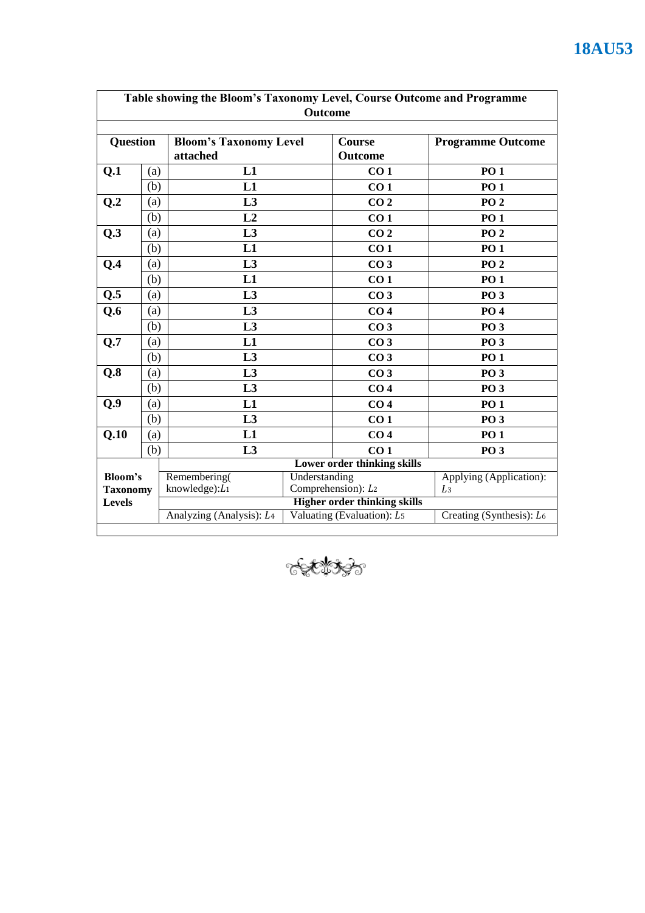**Table showing the Bloom's Taxonomy Level, Course Outcome and Programme Outcome**

| Question | | Bloom's Taxonomy Level attached | Course Outcome | Programme Outcome |
|---|---|---|---|---|
| **Q.1** | (a) | **L1** | **CO 1** | **PO 1** |
| | (b) | **L1** | **CO 1** | **PO 1** |
| **Q.2** | (a) | **L3** | **CO 2** | **PO 2** |
| | (b) | **L2** | **CO 1** | **PO 1** |
| **Q.3** | (a) | **L3** | **CO 2** | **PO 2** |
| | (b) | **L1** | **CO 1** | **PO 1** |
| **Q.4** | (a) | **L3** | **CO 3** | **PO 2** |
| | (b) | **L1** | **CO 1** | **PO 1** |
| **Q.5** | (a) | **L3** | **CO 3** | **PO 3** |
| **Q.6** | (a) | **L3** | **CO 4** | **PO 4** |
| | (b) | **L3** | **CO 3** | **PO 3** |
| **Q.7** | (a) | **L1** | **CO 3** | **PO 3** |
| | (b) | **L3** | **CO 3** | **PO 1** |
| **Q.8** | (a) | **L3** | **CO 3** | **PO 3** |
| | (b) | **L3** | **CO 4** | **PO 3** |
| **Q.9** | (a) | **L1** | **CO 4** | **PO 1** |
| | (b) | **L3** | **CO 1** | **PO 3** |
| **Q.10** | (a) | **L1** | **CO 4** | **PO 1** |
| | (b) | **L3** | **CO 1** | **PO 3** |

| | | | |
|---|---|---|---|
| **Bloom's Taxonomy Levels** | **Lower order thinking skills** | | |
| | Remembering( knowledge): $L_1$ | Understanding Comprehension): $L_2$ | Applying (Application): $L_3$ |
| | **Higher order thinking skills** | | |
| | Analyzing (Analysis): $L_4$ | Valuating (Evaluation): $L_5$ | Creating (Synthesis): $L_6$ |